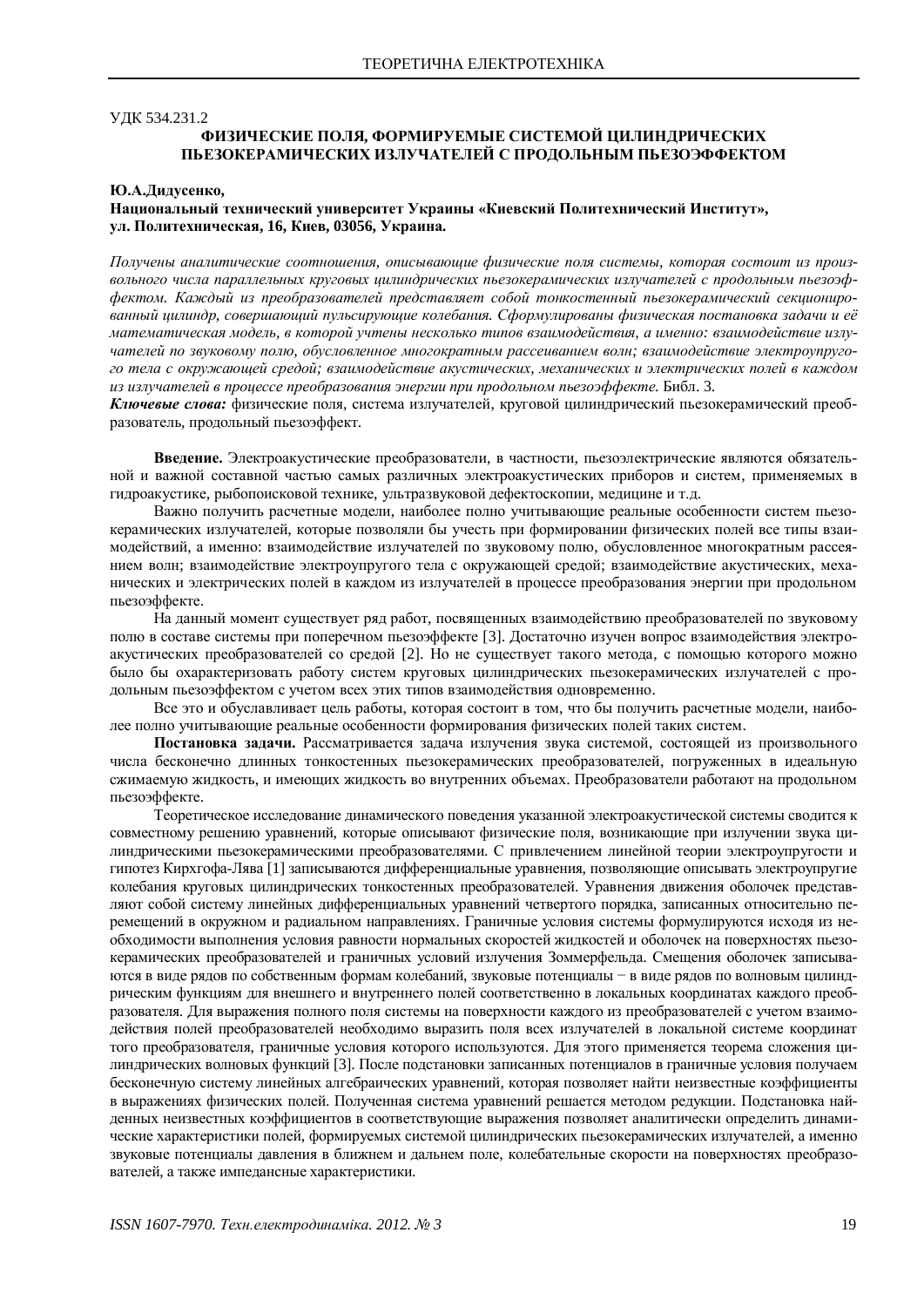УДК 534.231.2

## ФИЗИЧЕСКИЕ ПОЛЯ, ФОРМИРУЕМЫЕ СИСТЕМОЙ ЦИЛИНДРИЧЕСКИХ ПЬЕЗОКЕРАМИЧЕСКИХ ИЗЛУЧАТЕЛЕЙ С ПРОДОЛЬНЫМ ПЬЕЗОЭФФЕКТОМ

**Ю.А.Дидусенко,**
**Национальный технический университет Украины «Киевский Политехнический Институт», ул. Политехническая, 16, Киев, 03056, Украина.**

*Получены аналитические соотношения, описывающие физические поля системы, которая состоит из произвольного числа параллельных круговых цилиндрических пьезокерамических излучателей с продольным пьезоэффектом. Каждый из преобразователей представляет собой тонкостенный пьезокерамический секционированный цилиндр, совершающий пульсирующие колебания. Сформулированы физическая постановка задачи и её математическая модель, в которой учтены несколько типов взаимодействия, а именно: взаимодействие излучателей по звуковому полю, обусловленное многократным рассеиванием волн; взаимодействие электроупругого тела с окружающей средой; взаимодействие акустических, механических и электрических полей в каждом из излучателей в процессе преобразования энергии при продольном пьезоэффекте.* Библ. 3.

***Ключевые слова:*** физические поля, система излучателей, круговой цилиндрический пьезокерамический преобразователь, продольный пьезоэффект.

**Введение.** Электроакустические преобразователи, в частности, пьезоэлектрические являются обязательной и важной составной частью самых различных электроакустических приборов и систем, применяемых в гидроакустике, рыбопоисковой технике, ультразвуковой дефектоскопии, медицине и т.д.

Важно получить расчетные модели, наиболее полно учитывающие реальные особенности систем пьезокерамических излучателей, которые позволяли бы учесть при формировании физических полей все типы взаимодействий, а именно: взаимодействие излучателей по звуковому полю, обусловленное многократным рассеянием волн; взаимодействие электроупругого тела с окружающей средой; взаимодействие акустических, механических и электрических полей в каждом из излучателей в процессе преобразования энергии при продольном пьезоэффекте.

На данный момент существует ряд работ, посвященных взаимодействию преобразователей по звуковому полю в составе системы при поперечном пьезоэффекте [3]. Достаточно изучен вопрос взаимодействия электроакустических преобразователей со средой [2]. Но не существует такого метода, с помощью которого можно было бы охарактеризовать работу систем круговых цилиндрических пьезокерамических излучателей с продольным пьезоэффектом с учетом всех этих типов взаимодействия одновременно.

Все это и обуславливает цель работы, которая состоит в том, что бы получить расчетные модели, наиболее полно учитывающие реальные особенности формирования физических полей таких систем.

**Постановка задачи.** Рассматривается задача излучения звука системой, состоящей из произвольного числа бесконечно длинных тонкостенных пьезокерамических преобразователей, погруженных в идеальную сжимаемую жидкость, и имеющих жидкость во внутренних объемах. Преобразователи работают на продольном пьезоэффекте.

Теоретическое исследование динамического поведения указанной электроакустической системы сводится к совместному решению уравнений, которые описывают физические поля, возникающие при излучении звука цилиндрическими пьезокерамическими преобразователями. С привлечением линейной теории электроупругости и гипотез Кирхгофа-Лява [1] записываются дифференциальные уравнения, позволяющие описывать электроупругие колебания круговых цилиндрических тонкостенных преобразователей. Уравнения движения оболочек представляют собой систему линейных дифференциальных уравнений четвертого порядка, записанных относительно перемещений в окружном и радиальном направлениях. Граничные условия системы формулируются исходя из необходимости выполнения условия равности нормальных скоростей жидкостей и оболочек на поверхностях пьезокерамических преобразователей и граничных условий излучения Зоммерфельда. Смещения оболочек записываются в виде рядов по собственным формам колебаний, звуковые потенциалы – в виде рядов по волновым цилиндрическим функциям для внешнего и внутреннего полей соответственно в локальных координатах каждого преобразователя. Для выражения полного поля системы на поверхности каждого из преобразователей с учетом взаимодействия полей преобразователей необходимо выразить поля всех излучателей в локальной системе координат того преобразователя, граничные условия которого используются. Для этого применяется теорема сложения цилиндрических волновых функций [3]. После подстановки записанных потенциалов в граничные условия получаем бесконечную систему линейных алгебраических уравнений, которая позволяет найти неизвестные коэффициенты в выражениях физических полей. Полученная система уравнений решается методом редукции. Подстановка найденных неизвестных коэффициентов в соответствующие выражения позволяет аналитически определить динамические характеристики полей, формируемых системой цилиндрических пьезокерамических излучателей, а именно звуковые потенциалы давления в ближнем и дальнем поле, колебательные скорости на поверхностях преобразователей, а также импедансные характеристики.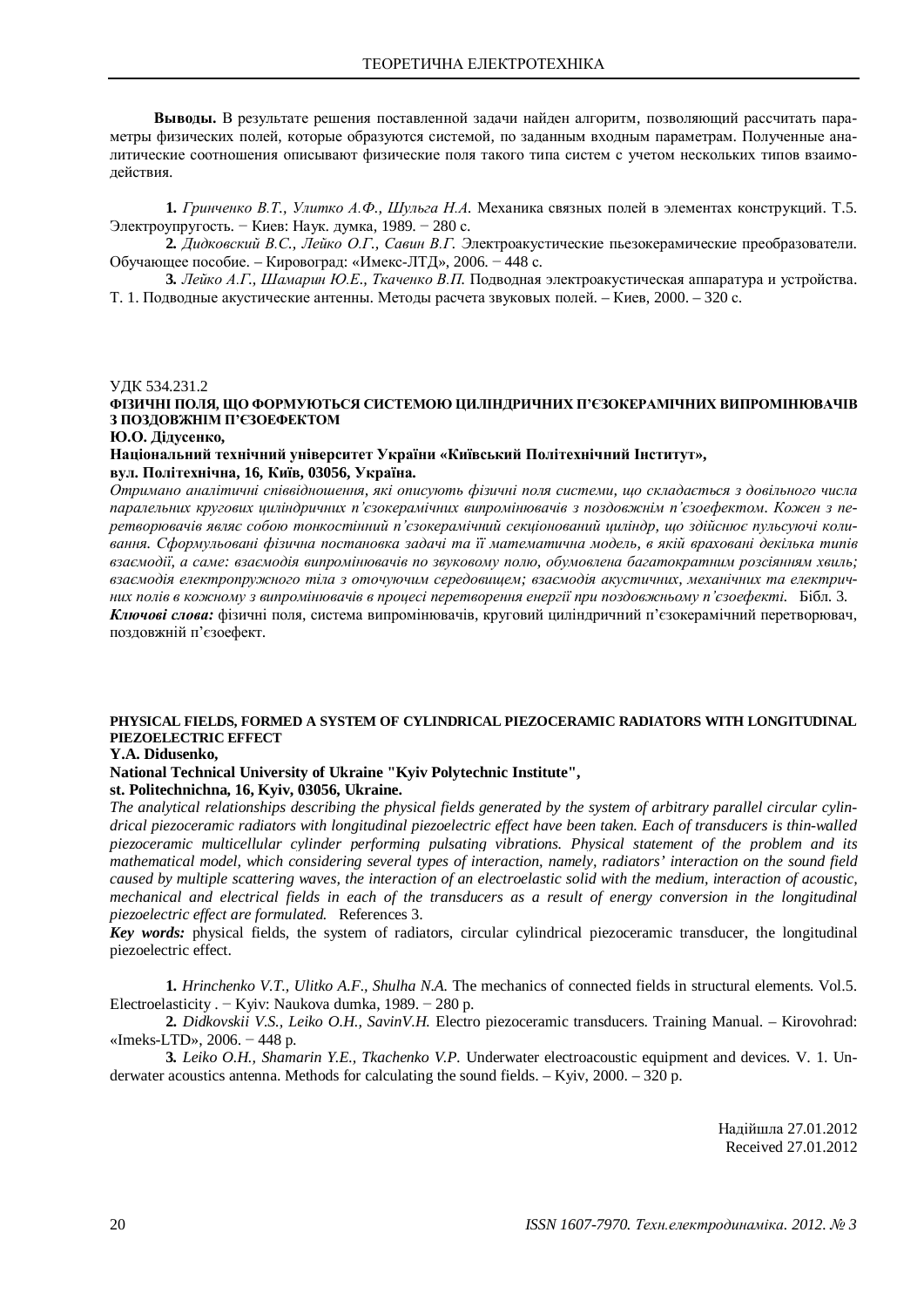**Выводы.** В результате решения поставленной задачи найден алгоритм, позволяющий рассчитать параметры физических полей, которые образуются системой, по заданным входным параметрам. Полученные аналитические соотношения описывают физические поля такого типа систем с учетом нескольких типов взаимодействия.

**1.** *Гринченко В.Т., Улитко А.Ф., Шульга Н.А.* Механика связных полей в элементах конструкций. Т.5. Электроупругость. − Киев: Наук. думка, 1989. − 280 с.

**2.** *Дидковский В.С., Лейко О.Г., Савин В.Г.* Электроакустические пьезокерамические преобразователи. Обучающее пособие. – Кировоград: «Имекс-ЛТД», 2006. − 448 с.

**3.** *Лейко А.Г., Шамарин Ю.Е., Ткаченко В.П.* Подводная электроакустическая аппаратура и устройства. Т. 1. Подводные акустические антенны. Методы расчета звуковых полей. – Киев, 2000. – 320 с.

УДК 534.231.2

**ФІЗИЧНІ ПОЛЯ, ЩО ФОРМУЮТЬСЯ СИСТЕМОЮ ЦИЛІНДРИЧНИХ П'ЄЗОКЕРАМІЧНИХ ВИПРОМІНЮВАЧІВ З ПОЗДОВЖНІМ П'ЄЗОЕФЕКТОМ**

**Ю.О. Дідусенко,**

**Національний технічний університет України «Київський Політехнічний Інститут», вул. Політехнічна, 16, Київ, 03056, Україна.**

*Отримано аналітичні співвідношення, які описують фізичні поля системи, що складається з довільного числа паралельних кругових циліндричних п'єзокерамічних випромінювачів з поздовжнім п'єзоефектом. Кожен з перетворювачів являє собою тонкостінний п'єзокерамічний секціонований циліндр, що здійснює пульсуючі коливання. Сформульовані фізична постановка задачі та її математична модель, в якій враховані декілька типів взаємодії, а саме: взаємодія випромінювачів по звуковому полю, обумовлена багатократним розсіянням хвиль; взаємодія електропружного тіла з оточуючим середовищем; взаємодія акустичних, механічних та електричних полів в кожному з випромінювачів в процесі перетворення енергії при поздовжньому п'єзоефекті.* Бібл. 3.

***Ключові слова:*** фізичні поля, система випромінювачів, круговий циліндричний п'єзокерамічний перетворювач, поздовжній п'єзоефект.

**PHYSICAL FIELDS, FORMED A SYSTEM OF CYLINDRICAL PIEZOCERAMIC RADIATORS WITH LONGITUDINAL PIEZOELECTRIC EFFECT**

**Y.A. Didusenko,**

**National Technical University of Ukraine "Kyiv Polytechnic Institute", st. Politechnichna, 16, Kyiv, 03056, Ukraine.**

*The analytical relationships describing the physical fields generated by the system of arbitrary parallel circular cylindrical piezoceramic radiators with longitudinal piezoelectric effect have been taken. Each of transducers is thin-walled piezoceramic multicellular cylinder performing pulsating vibrations. Physical statement of the problem and its mathematical model, which considering several types of interaction, namely, radiators' interaction on the sound field caused by multiple scattering waves, the interaction of an electroelastic solid with the medium, interaction of acoustic, mechanical and electrical fields in each of the transducers as a result of energy conversion in the longitudinal piezoelectric effect are formulated.* References 3.

***Key words:*** physical fields, the system of radiators, circular cylindrical piezoceramic transducer, the longitudinal piezoelectric effect.

**1.** *Hrinchenko V.T., Ulitko A.F., Shulha N.A.* The mechanics of connected fields in structural elements. Vol.5. Electroelasticity . − Kyiv: Naukova dumka, 1989. − 280 p.

**2.** *Didkovskii V.S., Leiko O.H., SavinV.H.* Electro piezoceramic transducers. Training Manual. – Kirovohrad: «Imeks-LTD», 2006. − 448 p.

**3.** *Leiko O.H., Shamarin Y.E., Tkachenko V.P.* Underwater electroacoustic equipment and devices. V. 1. Underwater acoustics antenna. Methods for calculating the sound fields. – Kyiv, 2000. – 320 p.

Надійшла 27.01.2012
Received 27.01.2012